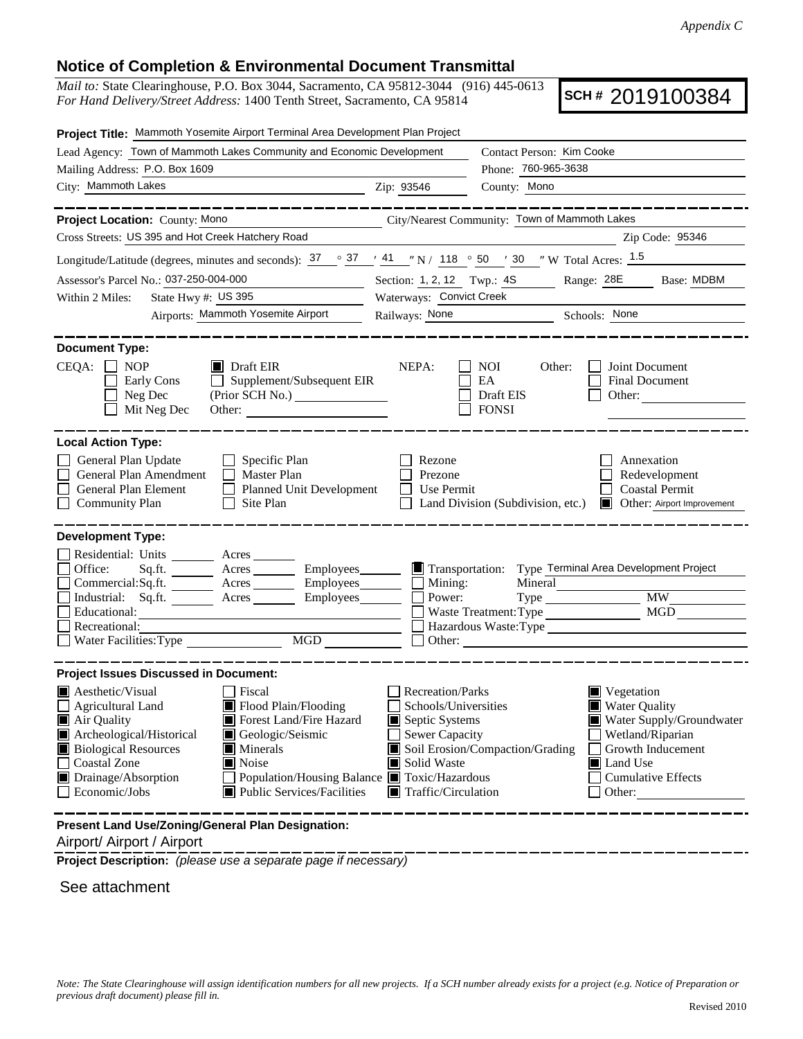*Appendix C*

## Notice of Completion & Environmental Document Transmittal

*Mail to:* State Clearinghouse, P.O. Box 3044, Sacramento, CA 95812-3044 (916) 445-0613
*For Hand Delivery/Street Address:* 1400 Tenth Street, Sacramento, CA 95814

**SCH #** 2019100384

**Project Title:** Mammoth Yosemite Airport Terminal Area Development Plan Project

Lead Agency: Town of Mammoth Lakes Community and Economic Development
Contact Person: Kim Cooke
Mailing Address: P.O. Box 1609
Phone: 760-965-3638
City: Mammoth Lakes
Zip: 93546
County: Mono

---

**Project Location:** County: Mono
City/Nearest Community: Town of Mammoth Lakes
Cross Streets: US 395 and Hot Creek Hatchery Road
Zip Code: 95346
Longitude/Latitude (degrees, minutes and seconds): 37 ° 37 ′ 41 ″ N / 118 ° 50 ′ 30 ″ W Total Acres: 1.5
Assessor's Parcel No.: 037-250-004-000
Section: 1, 2, 12 Twp.: 4S Range: 28E Base: MDBM
Within 2 Miles: State Hwy #: US 395
Waterways: Convict Creek
Airports: Mammoth Yosemite Airport
Railways: None
Schools: None

---

**Document Type:**

CEQA:
- ☐ NOP
- ☐ Early Cons
- ☐ Neg Dec
- ☐ Mit Neg Dec
- ☒ Draft EIR
- ☐ Supplement/Subsequent EIR (Prior SCH No.)
- Other:

NEPA:
- ☐ NOI
- ☐ EA
- ☐ Draft EIS
- ☐ FONSI

Other:
- ☐ Joint Document
- ☐ Final Document
- ☐ Other:

---

**Local Action Type:**

- ☐ General Plan Update
- ☐ General Plan Amendment
- ☐ General Plan Element
- ☐ Community Plan
- ☐ Specific Plan
- ☐ Master Plan
- ☐ Planned Unit Development
- ☐ Site Plan
- ☐ Rezone
- ☐ Prezone
- ☐ Use Permit
- ☐ Land Division (Subdivision, etc.)
- ☐ Annexation
- ☐ Redevelopment
- ☐ Coastal Permit
- ☒ Other: Airport Improvement

---

**Development Type:**

- ☐ Residential: Units ___ Acres ___
- ☐ Office: Sq.ft. ___ Acres ___ Employees ___
- ☐ Commercial: Sq.ft. ___ Acres ___ Employees ___
- ☐ Industrial: Sq.ft. ___ Acres ___ Employees ___
- ☐ Educational:
- ☐ Recreational:
- ☐ Water Facilities: Type ___ MGD ___
- ☒ Transportation: Type Terminal Area Development Project
- ☐ Mining: Mineral
- ☐ Power: Type ___ MW ___
- ☐ Waste Treatment: Type ___ MGD ___
- ☐ Hazardous Waste: Type
- ☐ Other:

---

**Project Issues Discussed in Document:**

- ☒ Aesthetic/Visual
- ☐ Agricultural Land
- ☒ Air Quality
- ☒ Archeological/Historical
- ☒ Biological Resources
- ☐ Coastal Zone
- ☒ Drainage/Absorption
- ☐ Economic/Jobs
- ☐ Fiscal
- ☒ Flood Plain/Flooding
- ☒ Forest Land/Fire Hazard
- ☒ Geologic/Seismic
- ☒ Minerals
- ☒ Noise
- ☐ Population/Housing Balance
- ☒ Public Services/Facilities
- ☐ Recreation/Parks
- ☐ Schools/Universities
- ☒ Septic Systems
- ☐ Sewer Capacity
- ☒ Soil Erosion/Compaction/Grading
- ☒ Solid Waste
- ☒ Toxic/Hazardous
- ☒ Traffic/Circulation
- ☒ Vegetation
- ☒ Water Quality
- ☒ Water Supply/Groundwater
- ☐ Wetland/Riparian
- ☐ Growth Inducement
- ☒ Land Use
- ☐ Cumulative Effects
- ☐ Other:

---

**Present Land Use/Zoning/General Plan Designation:**

Airport/ Airport / Airport

**Project Description:** *(please use a separate page if necessary)*

See attachment

*Note: The State Clearinghouse will assign identification numbers for all new projects. If a SCH number already exists for a project (e.g. Notice of Preparation or previous draft document) please fill in.*

Revised 2010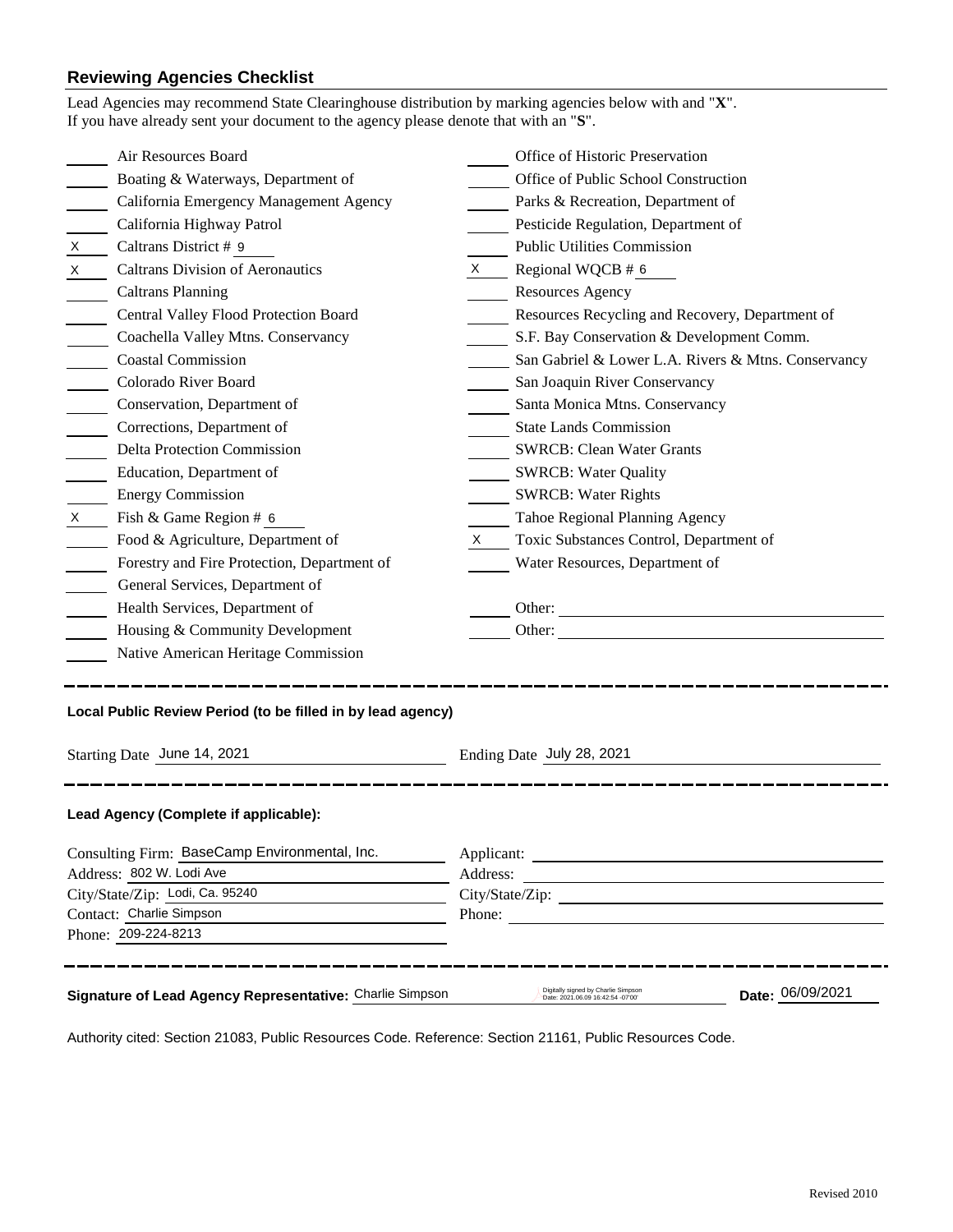## Reviewing Agencies Checklist

Lead Agencies may recommend State Clearinghouse distribution by marking agencies below with and "**X**".
If you have already sent your document to the agency please denote that with an "**S**".

| Mark | Agency | Mark | Agency |
|---|---|---|---|
| | Air Resources Board | | Office of Historic Preservation |
| | Boating & Waterways, Department of | | Office of Public School Construction |
| | California Emergency Management Agency | | Parks & Recreation, Department of |
| | California Highway Patrol | | Pesticide Regulation, Department of |
| X | Caltrans District # 9 | | Public Utilities Commission |
| X | Caltrans Division of Aeronautics | X | Regional WQCB # 6 |
| | Caltrans Planning | | Resources Agency |
| | Central Valley Flood Protection Board | | Resources Recycling and Recovery, Department of |
| | Coachella Valley Mtns. Conservancy | | S.F. Bay Conservation & Development Comm. |
| | Coastal Commission | | San Gabriel & Lower L.A. Rivers & Mtns. Conservancy |
| | Colorado River Board | | San Joaquin River Conservancy |
| | Conservation, Department of | | Santa Monica Mtns. Conservancy |
| | Corrections, Department of | | State Lands Commission |
| | Delta Protection Commission | | SWRCB: Clean Water Grants |
| | Education, Department of | | SWRCB: Water Quality |
| | Energy Commission | | SWRCB: Water Rights |
| X | Fish & Game Region # 6 | | Tahoe Regional Planning Agency |
| | Food & Agriculture, Department of | X | Toxic Substances Control, Department of |
| | Forestry and Fire Protection, Department of | | Water Resources, Department of |
| | General Services, Department of | | |
| | Health Services, Department of | | Other: |
| | Housing & Community Development | | Other: |
| | Native American Heritage Commission | | |

---

**Local Public Review Period (to be filled in by lead agency)**

Starting Date June 14, 2021 Ending Date July 28, 2021

---

**Lead Agency (Complete if applicable):**

Consulting Firm: BaseCamp Environmental, Inc.
Address: 802 W. Lodi Ave
City/State/Zip: Lodi, Ca. 95240
Contact: Charlie Simpson
Phone: 209-224-8213

Applicant:
Address:
City/State/Zip:
Phone:

---

**Signature of Lead Agency Representative:** Charlie Simpson Digitally signed by Charlie Simpson Date: 2021.06.09 16:42:54 -07'00' **Date:** 06/09/2021

Authority cited: Section 21083, Public Resources Code. Reference: Section 21161, Public Resources Code.

Revised 2010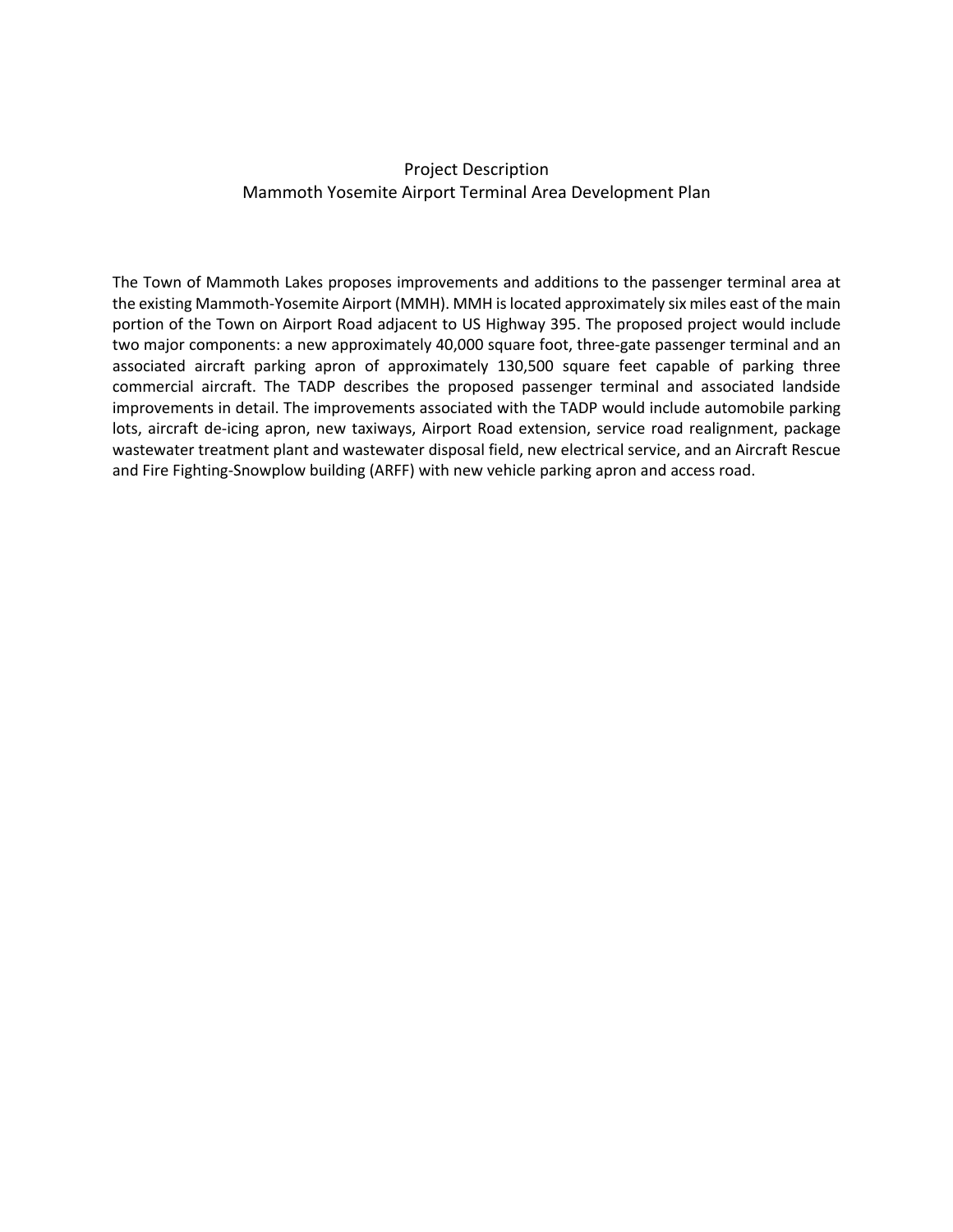# Project Description
# Mammoth Yosemite Airport Terminal Area Development Plan

The Town of Mammoth Lakes proposes improvements and additions to the passenger terminal area at the existing Mammoth-Yosemite Airport (MMH). MMH is located approximately six miles east of the main portion of the Town on Airport Road adjacent to US Highway 395. The proposed project would include two major components: a new approximately 40,000 square foot, three-gate passenger terminal and an associated aircraft parking apron of approximately 130,500 square feet capable of parking three commercial aircraft. The TADP describes the proposed passenger terminal and associated landside improvements in detail. The improvements associated with the TADP would include automobile parking lots, aircraft de-icing apron, new taxiways, Airport Road extension, service road realignment, package wastewater treatment plant and wastewater disposal field, new electrical service, and an Aircraft Rescue and Fire Fighting-Snowplow building (ARFF) with new vehicle parking apron and access road.